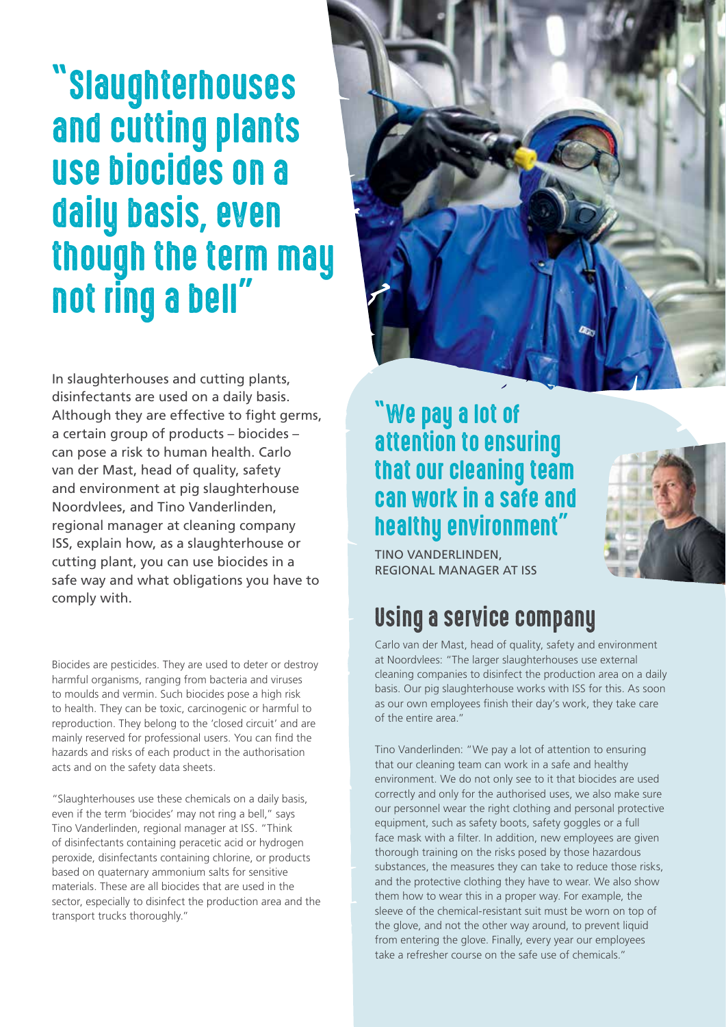# "Slaughterhouses and cutting plants use biocides on a daily basis, even though the term may not ring a bell"

In slaughterhouses and cutting plants, disinfectants are used on a daily basis. Although they are effective to fight germs, a certain group of products – biocides – can pose a risk to human health. Carlo van der Mast, head of quality, safety and environment at pig slaughterhouse Noordvlees, and Tino Vanderlinden, regional manager at cleaning company ISS, explain how, as a slaughterhouse or cutting plant, you can use biocides in a safe way and what obligations you have to comply with.

Biocides are pesticides. They are used to deter or destroy harmful organisms, ranging from bacteria and viruses to moulds and vermin. Such biocides pose a high risk to health. They can be toxic, carcinogenic or harmful to reproduction. They belong to the 'closed circuit' and are mainly reserved for professional users. You can find the hazards and risks of each product in the authorisation acts and on the safety data sheets.

"Slaughterhouses use these chemicals on a daily basis, even if the term 'biocides' may not ring a bell," says Tino Vanderlinden, regional manager at ISS. "Think of disinfectants containing peracetic acid or hydrogen peroxide, disinfectants containing chlorine, or products based on quaternary ammonium salts for sensitive materials. These are all biocides that are used in the sector, especially to disinfect the production area and the transport trucks thoroughly."

"We pay a lot of attention to ensuring that our cleaning team can work in a safe and healthy environment"

TINO VANDERLINDEN,
REGIONAL MANAGER AT ISS

## Using a service company

Carlo van der Mast, head of quality, safety and environment at Noordvlees: "The larger slaughterhouses use external cleaning companies to disinfect the production area on a daily basis. Our pig slaughterhouse works with ISS for this. As soon as our own employees finish their day's work, they take care of the entire area."

Tino Vanderlinden: "We pay a lot of attention to ensuring that our cleaning team can work in a safe and healthy environment. We do not only see to it that biocides are used correctly and only for the authorised uses, we also make sure our personnel wear the right clothing and personal protective equipment, such as safety boots, safety goggles or a full face mask with a filter. In addition, new employees are given thorough training on the risks posed by those hazardous substances, the measures they can take to reduce those risks, and the protective clothing they have to wear. We also show them how to wear this in a proper way. For example, the sleeve of the chemical-resistant suit must be worn on top of the glove, and not the other way around, to prevent liquid from entering the glove. Finally, every year our employees take a refresher course on the safe use of chemicals."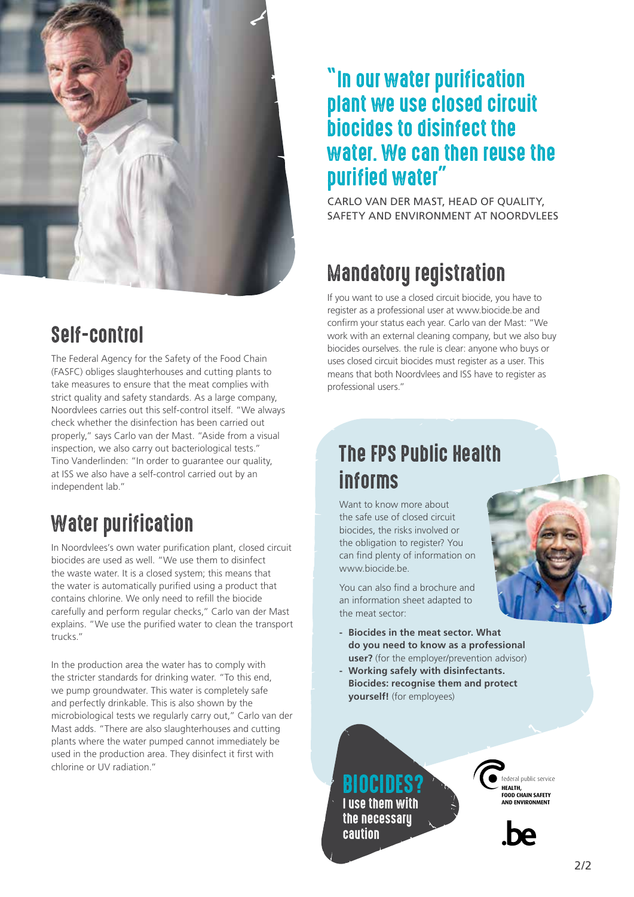## Self-control

The Federal Agency for the Safety of the Food Chain (FASFC) obliges slaughterhouses and cutting plants to take measures to ensure that the meat complies with strict quality and safety standards. As a large company, Noordvlees carries out this self-control itself. "We always check whether the disinfection has been carried out properly," says Carlo van der Mast. "Aside from a visual inspection, we also carry out bacteriological tests." Tino Vanderlinden: "In order to guarantee our quality, at ISS we also have a self-control carried out by an independent lab."

## Water purification

In Noordvlees's own water purification plant, closed circuit biocides are used as well. "We use them to disinfect the waste water. It is a closed system; this means that the water is automatically purified using a product that contains chlorine. We only need to refill the biocide carefully and perform regular checks," Carlo van der Mast explains. "We use the purified water to clean the transport trucks."

In the production area the water has to comply with the stricter standards for drinking water. "To this end, we pump groundwater. This water is completely safe and perfectly drinkable. This is also shown by the microbiological tests we regularly carry out," Carlo van der Mast adds. "There are also slaughterhouses and cutting plants where the water pumped cannot immediately be used in the production area. They disinfect it first with chlorine or UV radiation."

### "In our water purification plant we use closed circuit biocides to disinfect the water. We can then reuse the purified water"

CARLO VAN DER MAST, HEAD OF QUALITY, SAFETY AND ENVIRONMENT AT NOORDVLEES

## Mandatory registration

If you want to use a closed circuit biocide, you have to register as a professional user at www.biocide.be and confirm your status each year. Carlo van der Mast: "We work with an external cleaning company, but we also buy biocides ourselves. the rule is clear: anyone who buys or uses closed circuit biocides must register as a user. This means that both Noordvlees and ISS have to register as professional users."

## The FPS Public Health informs

Want to know more about the safe use of closed circuit biocides, the risks involved or the obligation to register? You can find plenty of information on www.biocide.be.

You can also find a brochure and an information sheet adapted to the meat sector:

- **Biocides in the meat sector. What do you need to know as a professional user?** (for the employer/prevention advisor)
- **Working safely with disinfectants. Biocides: recognise them and protect yourself!** (for employees)

BIOCIDES?
I use them with the necessary caution

federal public service
HEALTH,
FOOD CHAIN SAFETY
AND ENVIRONMENT

.be